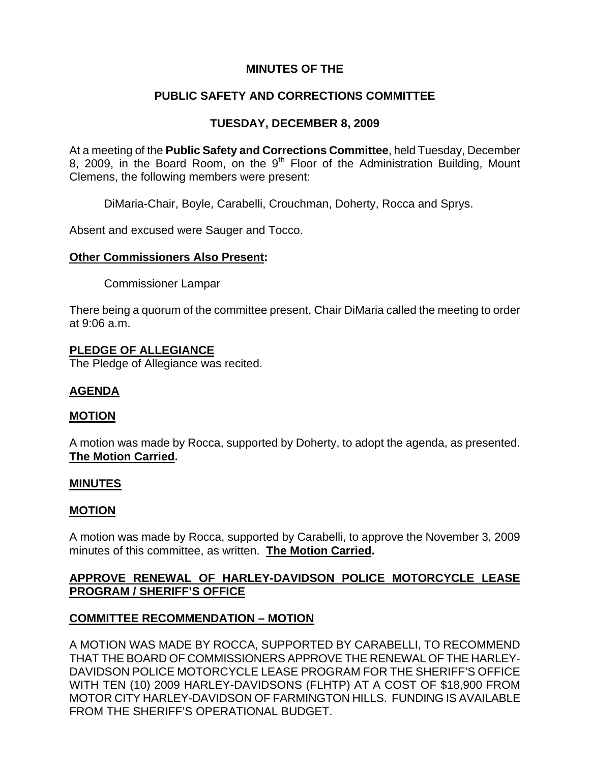**MINUTES OF THE**

**PUBLIC SAFETY AND CORRECTIONS COMMITTEE**

**TUESDAY, DECEMBER 8, 2009**

At a meeting of the **Public Safety and Corrections Committee**, held Tuesday, December 8, 2009, in the Board Room, on the 9th Floor of the Administration Building, Mount Clemens, the following members were present:

DiMaria-Chair, Boyle, Carabelli, Crouchman, Doherty, Rocca and Sprys.

Absent and excused were Sauger and Tocco.

**Other Commissioners Also Present:**

Commissioner Lampar

There being a quorum of the committee present, Chair DiMaria called the meeting to order at 9:06 a.m.

**PLEDGE OF ALLEGIANCE**

The Pledge of Allegiance was recited.

**AGENDA**

**MOTION**

A motion was made by Rocca, supported by Doherty, to adopt the agenda, as presented. **The Motion Carried.**

**MINUTES**

**MOTION**

A motion was made by Rocca, supported by Carabelli, to approve the November 3, 2009 minutes of this committee, as written. **The Motion Carried.**

**APPROVE RENEWAL OF HARLEY-DAVIDSON POLICE MOTORCYCLE LEASE PROGRAM / SHERIFF'S OFFICE**

**COMMITTEE RECOMMENDATION – MOTION**

A MOTION WAS MADE BY ROCCA, SUPPORTED BY CARABELLI, TO RECOMMEND THAT THE BOARD OF COMMISSIONERS APPROVE THE RENEWAL OF THE HARLEY-DAVIDSON POLICE MOTORCYCLE LEASE PROGRAM FOR THE SHERIFF'S OFFICE WITH TEN (10) 2009 HARLEY-DAVIDSONS (FLHTP) AT A COST OF $18,900 FROM MOTOR CITY HARLEY-DAVIDSON OF FARMINGTON HILLS. FUNDING IS AVAILABLE FROM THE SHERIFF'S OPERATIONAL BUDGET.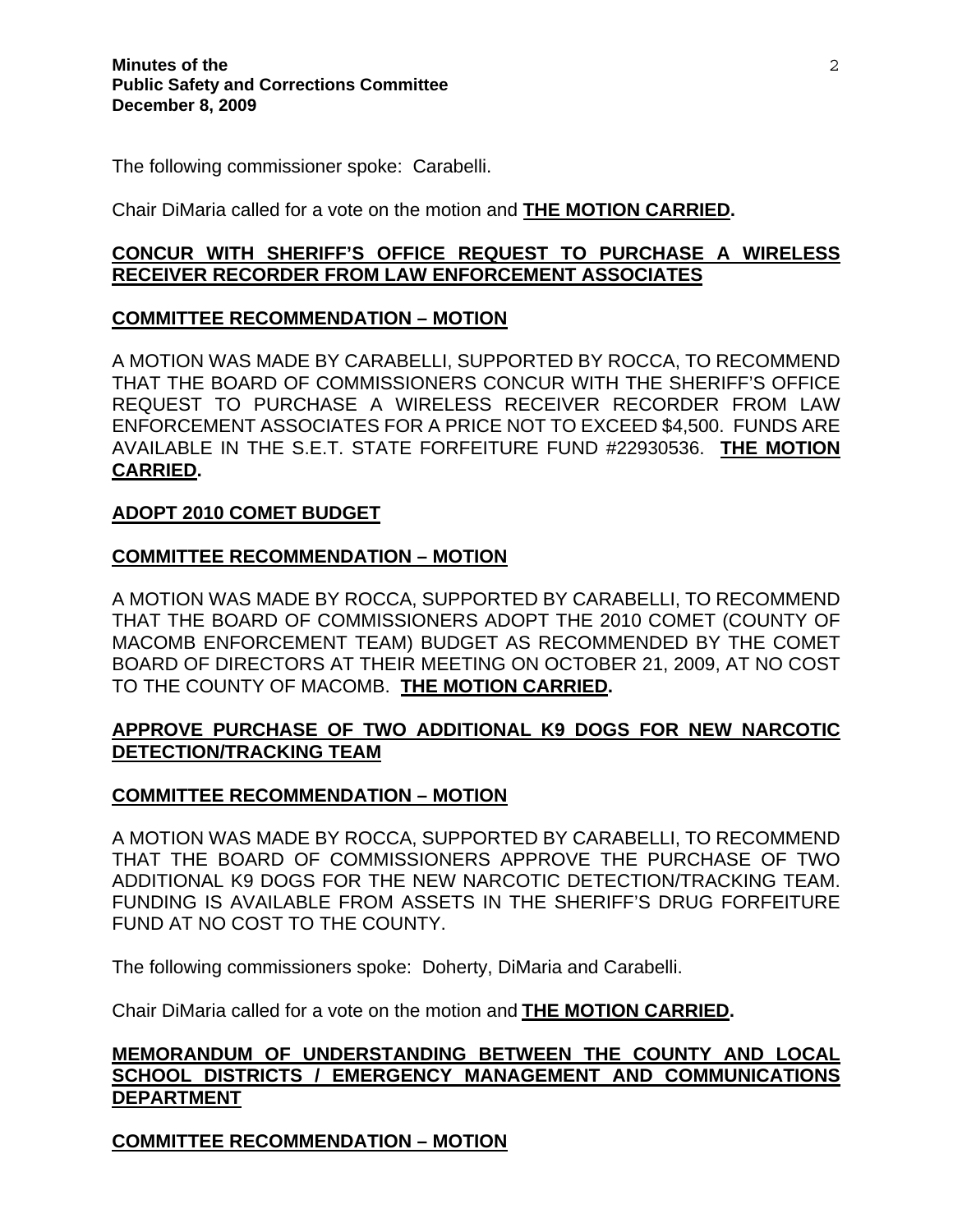The following commissioner spoke: Carabelli.

Chair DiMaria called for a vote on the motion and **THE MOTION CARRIED.**

**CONCUR WITH SHERIFF'S OFFICE REQUEST TO PURCHASE A WIRELESS RECEIVER RECORDER FROM LAW ENFORCEMENT ASSOCIATES**

**COMMITTEE RECOMMENDATION – MOTION**

A MOTION WAS MADE BY CARABELLI, SUPPORTED BY ROCCA, TO RECOMMEND THAT THE BOARD OF COMMISSIONERS CONCUR WITH THE SHERIFF'S OFFICE REQUEST TO PURCHASE A WIRELESS RECEIVER RECORDER FROM LAW ENFORCEMENT ASSOCIATES FOR A PRICE NOT TO EXCEED $4,500. FUNDS ARE AVAILABLE IN THE S.E.T. STATE FORFEITURE FUND #22930536. **THE MOTION CARRIED.**

**ADOPT 2010 COMET BUDGET**

**COMMITTEE RECOMMENDATION – MOTION**

A MOTION WAS MADE BY ROCCA, SUPPORTED BY CARABELLI, TO RECOMMEND THAT THE BOARD OF COMMISSIONERS ADOPT THE 2010 COMET (COUNTY OF MACOMB ENFORCEMENT TEAM) BUDGET AS RECOMMENDED BY THE COMET BOARD OF DIRECTORS AT THEIR MEETING ON OCTOBER 21, 2009, AT NO COST TO THE COUNTY OF MACOMB. **THE MOTION CARRIED.**

**APPROVE PURCHASE OF TWO ADDITIONAL K9 DOGS FOR NEW NARCOTIC DETECTION/TRACKING TEAM**

**COMMITTEE RECOMMENDATION – MOTION**

A MOTION WAS MADE BY ROCCA, SUPPORTED BY CARABELLI, TO RECOMMEND THAT THE BOARD OF COMMISSIONERS APPROVE THE PURCHASE OF TWO ADDITIONAL K9 DOGS FOR THE NEW NARCOTIC DETECTION/TRACKING TEAM. FUNDING IS AVAILABLE FROM ASSETS IN THE SHERIFF'S DRUG FORFEITURE FUND AT NO COST TO THE COUNTY.

The following commissioners spoke: Doherty, DiMaria and Carabelli.

Chair DiMaria called for a vote on the motion and **THE MOTION CARRIED.**

**MEMORANDUM OF UNDERSTANDING BETWEEN THE COUNTY AND LOCAL SCHOOL DISTRICTS / EMERGENCY MANAGEMENT AND COMMUNICATIONS DEPARTMENT**

**COMMITTEE RECOMMENDATION – MOTION**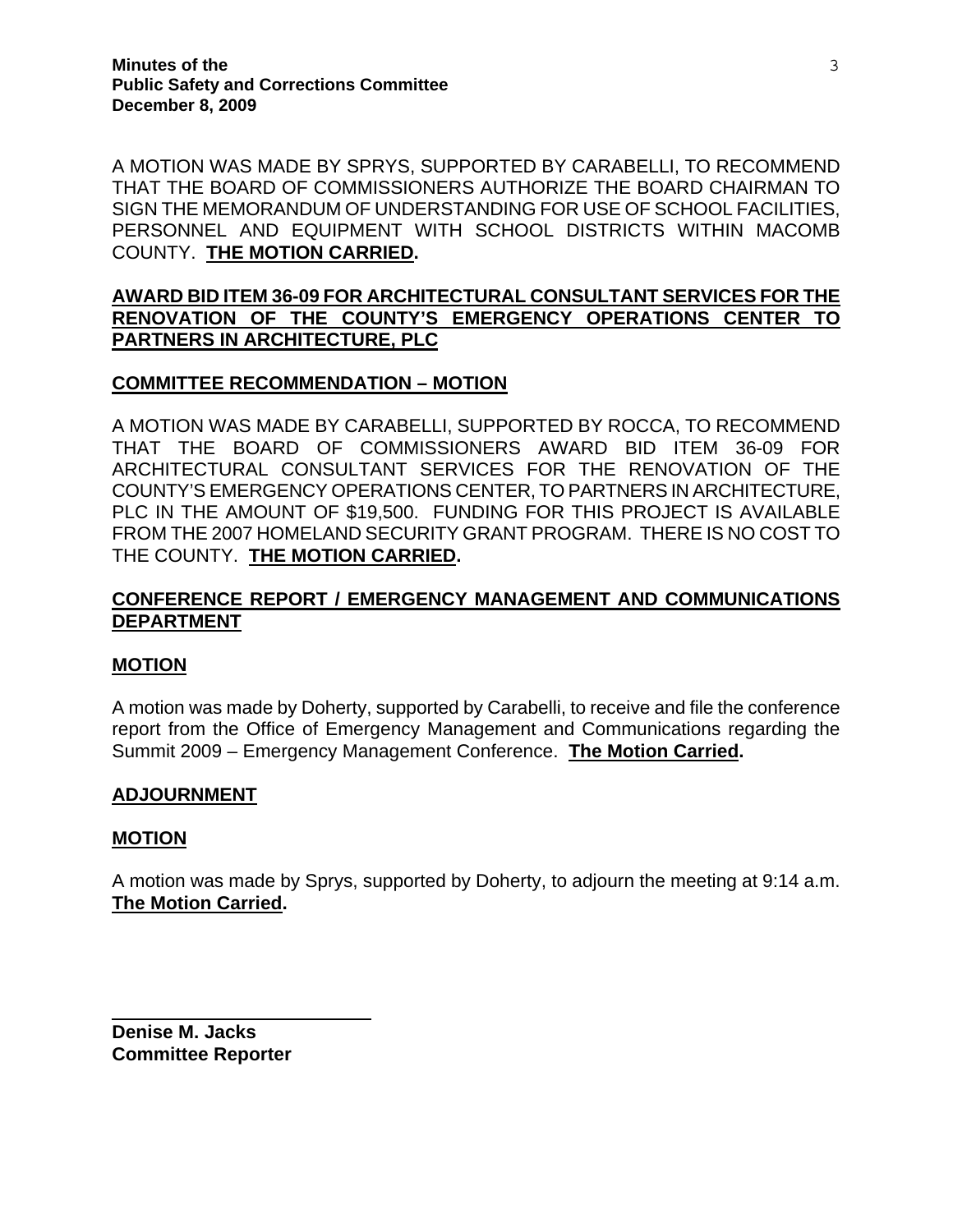A MOTION WAS MADE BY SPRYS, SUPPORTED BY CARABELLI, TO RECOMMEND THAT THE BOARD OF COMMISSIONERS AUTHORIZE THE BOARD CHAIRMAN TO SIGN THE MEMORANDUM OF UNDERSTANDING FOR USE OF SCHOOL FACILITIES, PERSONNEL AND EQUIPMENT WITH SCHOOL DISTRICTS WITHIN MACOMB COUNTY. **THE MOTION CARRIED.**

**AWARD BID ITEM 36-09 FOR ARCHITECTURAL CONSULTANT SERVICES FOR THE RENOVATION OF THE COUNTY'S EMERGENCY OPERATIONS CENTER TO PARTNERS IN ARCHITECTURE, PLC**

**COMMITTEE RECOMMENDATION – MOTION**

A MOTION WAS MADE BY CARABELLI, SUPPORTED BY ROCCA, TO RECOMMEND THAT THE BOARD OF COMMISSIONERS AWARD BID ITEM 36-09 FOR ARCHITECTURAL CONSULTANT SERVICES FOR THE RENOVATION OF THE COUNTY'S EMERGENCY OPERATIONS CENTER, TO PARTNERS IN ARCHITECTURE, PLC IN THE AMOUNT OF $19,500. FUNDING FOR THIS PROJECT IS AVAILABLE FROM THE 2007 HOMELAND SECURITY GRANT PROGRAM. THERE IS NO COST TO THE COUNTY. **THE MOTION CARRIED.**

**CONFERENCE REPORT / EMERGENCY MANAGEMENT AND COMMUNICATIONS DEPARTMENT**

**MOTION**

A motion was made by Doherty, supported by Carabelli, to receive and file the conference report from the Office of Emergency Management and Communications regarding the Summit 2009 – Emergency Management Conference. **The Motion Carried.**

**ADJOURNMENT**

**MOTION**

A motion was made by Sprys, supported by Doherty, to adjourn the meeting at 9:14 a.m. **The Motion Carried.**

**Denise M. Jacks**
**Committee Reporter**